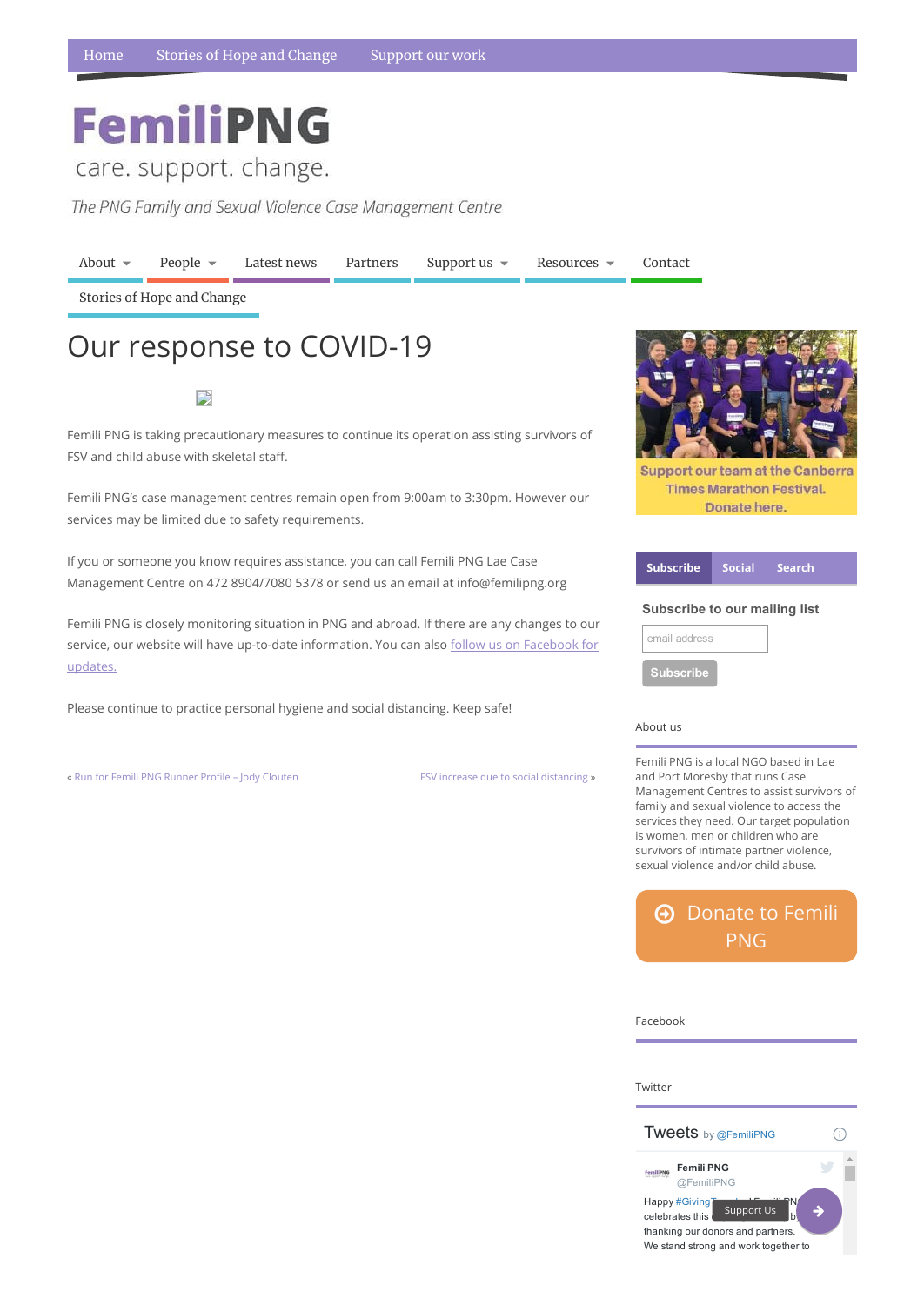Home | Stories of Hope and Change | Support our work

# FemiliPNG

care. support. change.

*The PNG Family and Sexual Violence Case Management Centre*

About | People | Latest news | Partners | Support us | Resources | Contact | Stories of Hope and Change

## Our response to COVID-19

Femili PNG is taking precautionary measures to continue its operation assisting survivors of FSV and child abuse with skeletal staff.

Femili PNG's case management centres remain open from 9:00am to 3:30pm. However our services may be limited due to safety requirements.

If you or someone you know requires assistance, you can call Femili PNG Lae Case Management Centre on 472 8904/7080 5378 or send us an email at info@femilipng.org

Femili PNG is closely monitoring situation in PNG and abroad. If there are any changes to our service, our website will have up-to-date information. You can also follow us on Facebook for updates.

Please continue to practice personal hygiene and social distancing. Keep safe!

« Run for Femili PNG Runner Profile – Jody Clouten

FSV increase due to social distancing »

Support our team at the Canberra Times Marathon Festival. Donate here.

Subscribe | Social | Search

**Subscribe to our mailing list**

email address

Subscribe

About us

Femili PNG is a local NGO based in Lae and Port Moresby that runs Case Management Centres to assist survivors of family and sexual violence to access the services they need. Our target population is women, men or children who are survivors of intimate partner violence, sexual violence and/or child abuse.

Donate to Femili PNG

Facebook

Twitter

Tweets by @FemiliPNG

Femili PNG
@FemiliPNG

Happy #GivingT... Femili PN... celebrates this ... by thanking our donors and partners. We stand strong and work together to

Support Us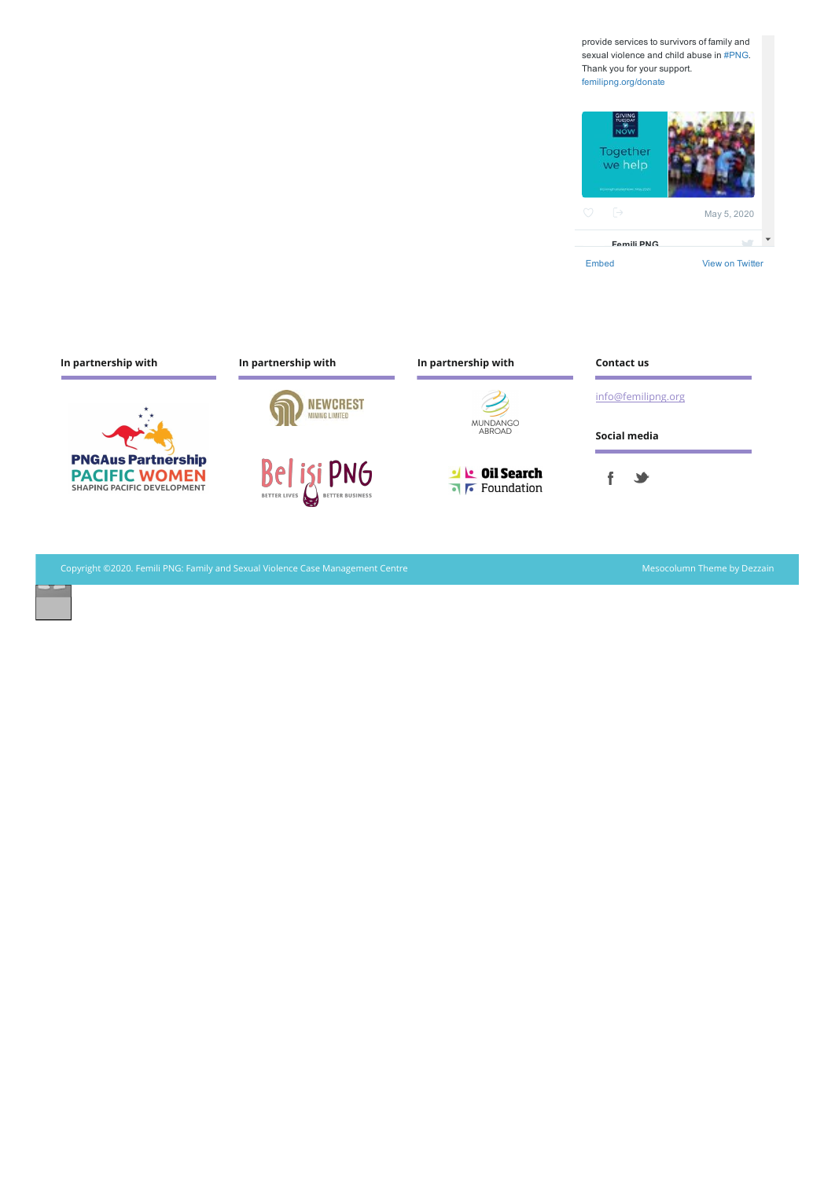provide services to survivors of family and sexual violence and child abuse in #PNG. Thank you for your support. femilipng.org/donate

May 5, 2020

Femili PNG

Embed

View on Twitter

### In partnership with

PNGAus Partnership
PACIFIC WOMEN
SHAPING PACIFIC DEVELOPMENT

### In partnership with

NEWCREST MINING LIMITED

Bel isi PNG
BETTER LIVES BETTER BUSINESS

### In partnership with

MUNDANGO ABROAD

Oil Search Foundation

### Contact us

info@femilipng.org

### Social media

Copyright ©2020. Femili PNG: Family and Sexual Violence Case Management Centre

Mesocolumn Theme by Dezzain